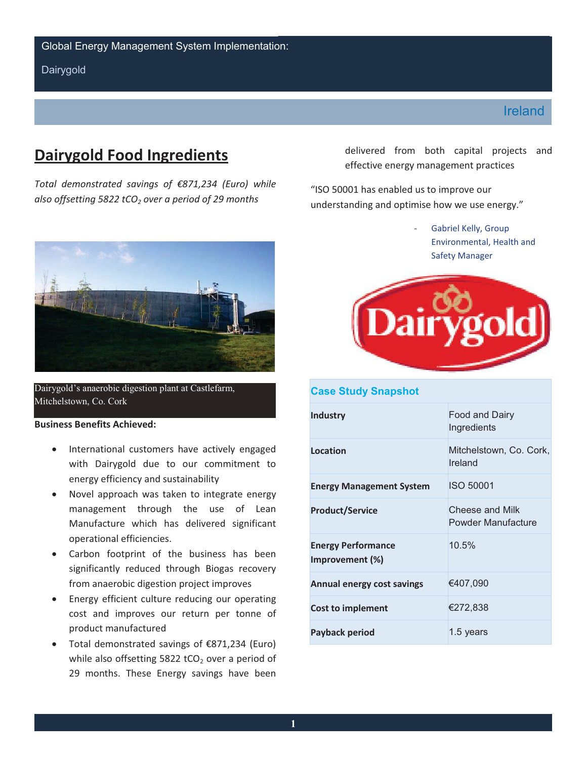Global Energy Management System Implementation:

Dairygold

Ireland

# Dairygold Food Ingredients

*Total demonstrated savings of €871,234 (Euro) while also offsetting 5822 $tCO_2$ over a period of 29 months*

Dairygold's anaerobic digestion plant at Castlefarm, Mitchelstown, Co. Cork

**Business Benefits Achieved:**

- International customers have actively engaged with Dairygold due to our commitment to energy efficiency and sustainability
- Novel approach was taken to integrate energy management through the use of Lean Manufacture which has delivered significant operational efficiencies.
- Carbon footprint of the business has been significantly reduced through Biogas recovery from anaerobic digestion project improves
- Energy efficient culture reducing our operating cost and improves our return per tonne of product manufactured
- Total demonstrated savings of €871,234 (Euro) while also offsetting 5822 $tCO_2$ over a period of 29 months. These Energy savings have been delivered from both capital projects and effective energy management practices

"ISO 50001 has enabled us to improve our understanding and optimise how we use energy."

- Gabriel Kelly, Group Environmental, Health and Safety Manager

| Case Study Snapshot | |
|---|---|
| **Industry** | Food and Dairy Ingredients |
| **Location** | Mitchelstown, Co. Cork, Ireland |
| **Energy Management System** | ISO 50001 |
| **Product/Service** | Cheese and Milk Powder Manufacture |
| **Energy Performance Improvement (%)** | 10.5% |
| **Annual energy cost savings** | €407,090 |
| **Cost to implement** | €272,838 |
| **Payback period** | 1.5 years |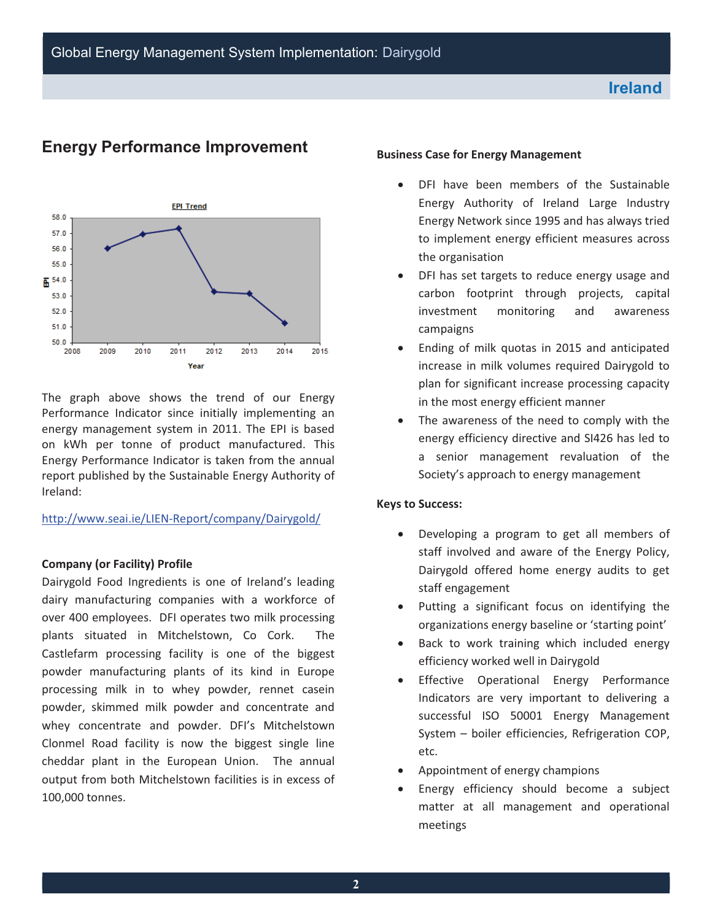## Energy Performance Improvement

The graph above shows the trend of our Energy Performance Indicator since initially implementing an energy management system in 2011. The EPI is based on kWh per tonne of product manufactured. This Energy Performance Indicator is taken from the annual report published by the Sustainable Energy Authority of Ireland:

http://www.seai.ie/LIEN-Report/company/Dairygold/

**Company (or Facility) Profile**

Dairygold Food Ingredients is one of Ireland's leading dairy manufacturing companies with a workforce of over 400 employees. DFI operates two milk processing plants situated in Mitchelstown, Co Cork. The Castlefarm processing facility is one of the biggest powder manufacturing plants of its kind in Europe processing milk in to whey powder, rennet casein powder, skimmed milk powder and concentrate and whey concentrate and powder. DFI's Mitchelstown Clonmel Road facility is now the biggest single line cheddar plant in the European Union. The annual output from both Mitchelstown facilities is in excess of 100,000 tonnes.

**Business Case for Energy Management**

- DFI have been members of the Sustainable Energy Authority of Ireland Large Industry Energy Network since 1995 and has always tried to implement energy efficient measures across the organisation
- DFI has set targets to reduce energy usage and carbon footprint through projects, capital investment monitoring and awareness campaigns
- Ending of milk quotas in 2015 and anticipated increase in milk volumes required Dairygold to plan for significant increase processing capacity in the most energy efficient manner
- The awareness of the need to comply with the energy efficiency directive and SI426 has led to a senior management revaluation of the Society's approach to energy management

**Keys to Success:**

- Developing a program to get all members of staff involved and aware of the Energy Policy, Dairygold offered home energy audits to get staff engagement
- Putting a significant focus on identifying the organizations energy baseline or 'starting point'
- Back to work training which included energy efficiency worked well in Dairygold
- Effective Operational Energy Performance Indicators are very important to delivering a successful ISO 50001 Energy Management System – boiler efficiencies, Refrigeration COP, etc.
- Appointment of energy champions
- Energy efficiency should become a subject matter at all management and operational meetings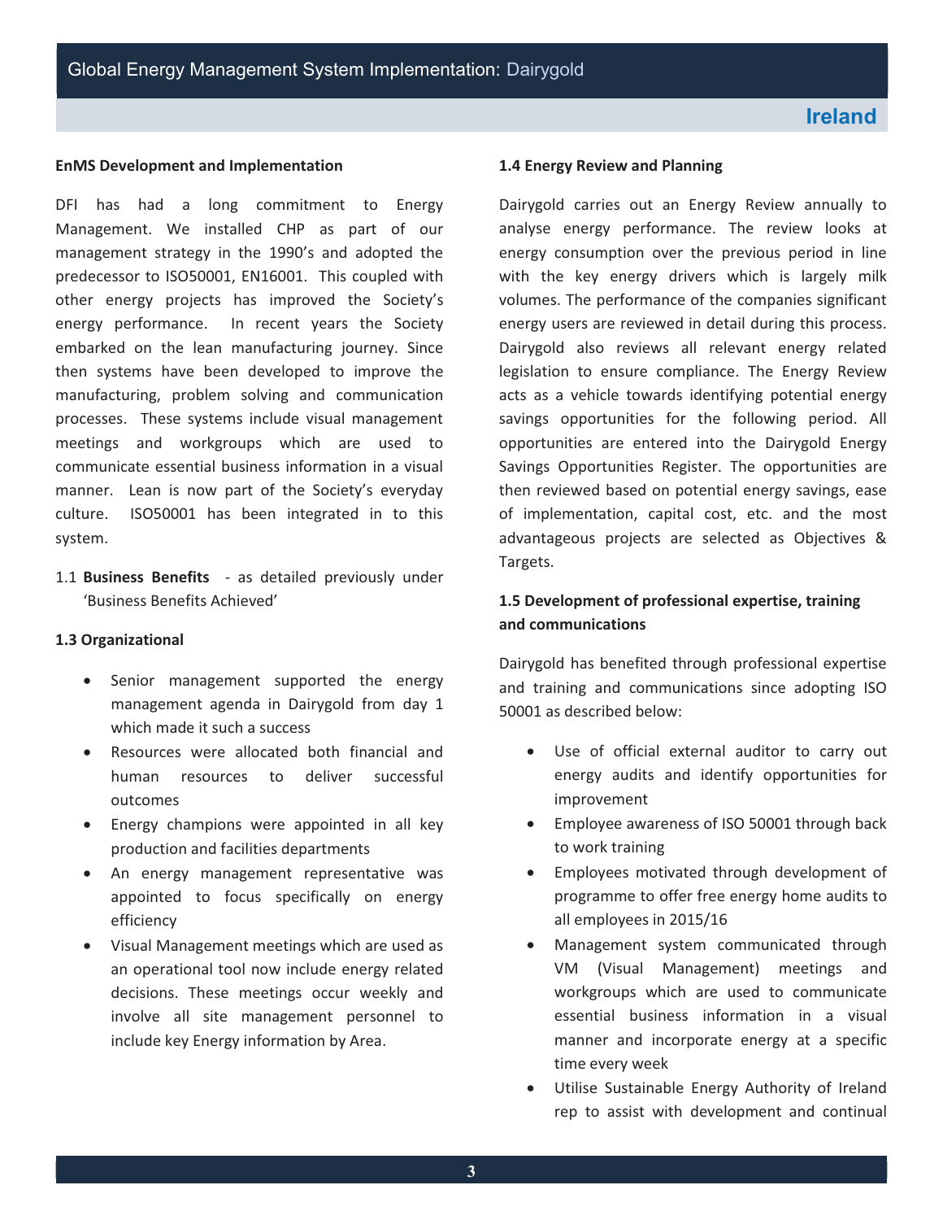**EnMS Development and Implementation**

DFI has had a long commitment to Energy Management. We installed CHP as part of our management strategy in the 1990's and adopted the predecessor to ISO50001, EN16001. This coupled with other energy projects has improved the Society's energy performance. In recent years the Society embarked on the lean manufacturing journey. Since then systems have been developed to improve the manufacturing, problem solving and communication processes. These systems include visual management meetings and workgroups which are used to communicate essential business information in a visual manner. Lean is now part of the Society's everyday culture. ISO50001 has been integrated in to this system.

1.1 **Business Benefits** - as detailed previously under 'Business Benefits Achieved'

**1.3 Organizational**

- Senior management supported the energy management agenda in Dairygold from day 1 which made it such a success
- Resources were allocated both financial and human resources to deliver successful outcomes
- Energy champions were appointed in all key production and facilities departments
- An energy management representative was appointed to focus specifically on energy efficiency
- Visual Management meetings which are used as an operational tool now include energy related decisions. These meetings occur weekly and involve all site management personnel to include key Energy information by Area.

**1.4 Energy Review and Planning**

Dairygold carries out an Energy Review annually to analyse energy performance. The review looks at energy consumption over the previous period in line with the key energy drivers which is largely milk volumes. The performance of the companies significant energy users are reviewed in detail during this process. Dairygold also reviews all relevant energy related legislation to ensure compliance. The Energy Review acts as a vehicle towards identifying potential energy savings opportunities for the following period. All opportunities are entered into the Dairygold Energy Savings Opportunities Register. The opportunities are then reviewed based on potential energy savings, ease of implementation, capital cost, etc. and the most advantageous projects are selected as Objectives & Targets.

**1.5 Development of professional expertise, training and communications**

Dairygold has benefited through professional expertise and training and communications since adopting ISO 50001 as described below:

- Use of official external auditor to carry out energy audits and identify opportunities for improvement
- Employee awareness of ISO 50001 through back to work training
- Employees motivated through development of programme to offer free energy home audits to all employees in 2015/16
- Management system communicated through VM (Visual Management) meetings and workgroups which are used to communicate essential business information in a visual manner and incorporate energy at a specific time every week
- Utilise Sustainable Energy Authority of Ireland rep to assist with development and continual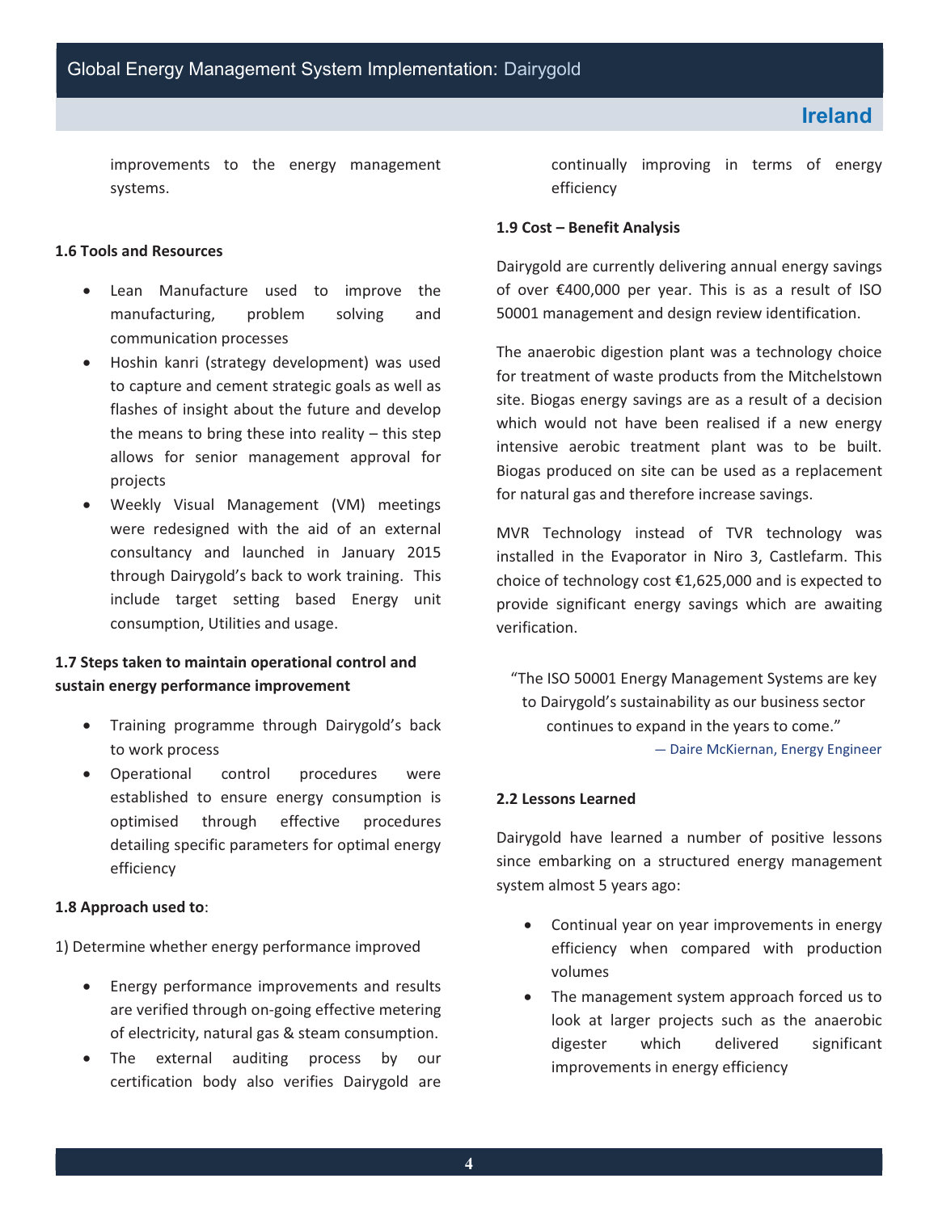improvements to the energy management systems.

### 1.6 Tools and Resources

- Lean Manufacture used to improve the manufacturing, problem solving and communication processes
- Hoshin kanri (strategy development) was used to capture and cement strategic goals as well as flashes of insight about the future and develop the means to bring these into reality – this step allows for senior management approval for projects
- Weekly Visual Management (VM) meetings were redesigned with the aid of an external consultancy and launched in January 2015 through Dairygold's back to work training. This include target setting based Energy unit consumption, Utilities and usage.

### 1.7 Steps taken to maintain operational control and sustain energy performance improvement

- Training programme through Dairygold's back to work process
- Operational control procedures were established to ensure energy consumption is optimised through effective procedures detailing specific parameters for optimal energy efficiency

### 1.8 Approach used to:

1) Determine whether energy performance improved

- Energy performance improvements and results are verified through on-going effective metering of electricity, natural gas & steam consumption.
- The external auditing process by our certification body also verifies Dairygold are continually improving in terms of energy efficiency

### 1.9 Cost – Benefit Analysis

Dairygold are currently delivering annual energy savings of over €400,000 per year. This is as a result of ISO 50001 management and design review identification.

The anaerobic digestion plant was a technology choice for treatment of waste products from the Mitchelstown site. Biogas energy savings are as a result of a decision which would not have been realised if a new energy intensive aerobic treatment plant was to be built. Biogas produced on site can be used as a replacement for natural gas and therefore increase savings.

MVR Technology instead of TVR technology was installed in the Evaporator in Niro 3, Castlefarm. This choice of technology cost €1,625,000 and is expected to provide significant energy savings which are awaiting verification.

> "The ISO 50001 Energy Management Systems are key to Dairygold's sustainability as our business sector continues to expand in the years to come."
>
> — Daire McKiernan, Energy Engineer

### 2.2 Lessons Learned

Dairygold have learned a number of positive lessons since embarking on a structured energy management system almost 5 years ago:

- Continual year on year improvements in energy efficiency when compared with production volumes
- The management system approach forced us to look at larger projects such as the anaerobic digester which delivered significant improvements in energy efficiency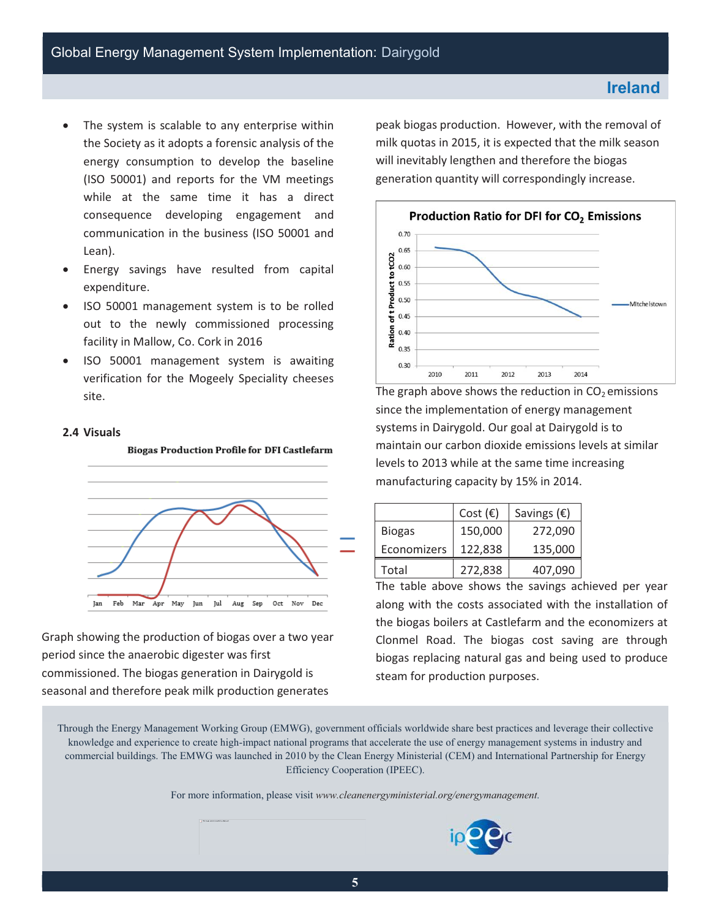- The system is scalable to any enterprise within the Society as it adopts a forensic analysis of the energy consumption to develop the baseline (ISO 50001) and reports for the VM meetings while at the same time it has a direct consequence developing engagement and communication in the business (ISO 50001 and Lean).
- Energy savings have resulted from capital expenditure.
- ISO 50001 management system is to be rolled out to the newly commissioned processing facility in Mallow, Co. Cork in 2016
- ISO 50001 management system is awaiting verification for the Mogeely Speciality cheeses site.

## 2.4 Visuals

Biogas Production Profile for DFI Castlefarm

Jan Feb Mar Apr May Jun Jul Aug Sep Oct Nov Dec

Graph showing the production of biogas over a two year period since the anaerobic digester was first commissioned. The biogas generation in Dairygold is seasonal and therefore peak milk production generates peak biogas production. However, with the removal of milk quotas in 2015, it is expected that the milk season will inevitably lengthen and therefore the biogas generation quantity will correspondingly increase.

Production Ratio for DFI for $CO_2$ Emissions

Ration of t Product to tCO2

0.70
0.65
0.60
0.55
0.50
0.45
0.40
0.35
0.30

2010 2011 2012 2013 2014

Mitchelstown

The graph above shows the reduction in $CO_2$ emissions since the implementation of energy management systems in Dairygold. Our goal at Dairygold is to maintain our carbon dioxide emissions levels at similar levels to 2013 while at the same time increasing manufacturing capacity by 15% in 2014.

| | Cost (€) | Savings (€) |
|---|---|---|
| Biogas | 150,000 | 272,090 |
| Economizers | 122,838 | 135,000 |
| Total | 272,838 | 407,090 |

The table above shows the savings achieved per year along with the costs associated with the installation of the biogas boilers at Castlefarm and the economizers at Clonmel Road. The biogas cost saving are through biogas replacing natural gas and being used to produce steam for production purposes.

Through the Energy Management Working Group (EMWG), government officials worldwide share best practices and leverage their collective knowledge and experience to create high-impact national programs that accelerate the use of energy management systems in industry and commercial buildings. The EMWG was launched in 2010 by the Clean Energy Ministerial (CEM) and International Partnership for Energy Efficiency Cooperation (IPEEC).

For more information, please visit *www.cleanenergyministerial.org/energymanagement.*